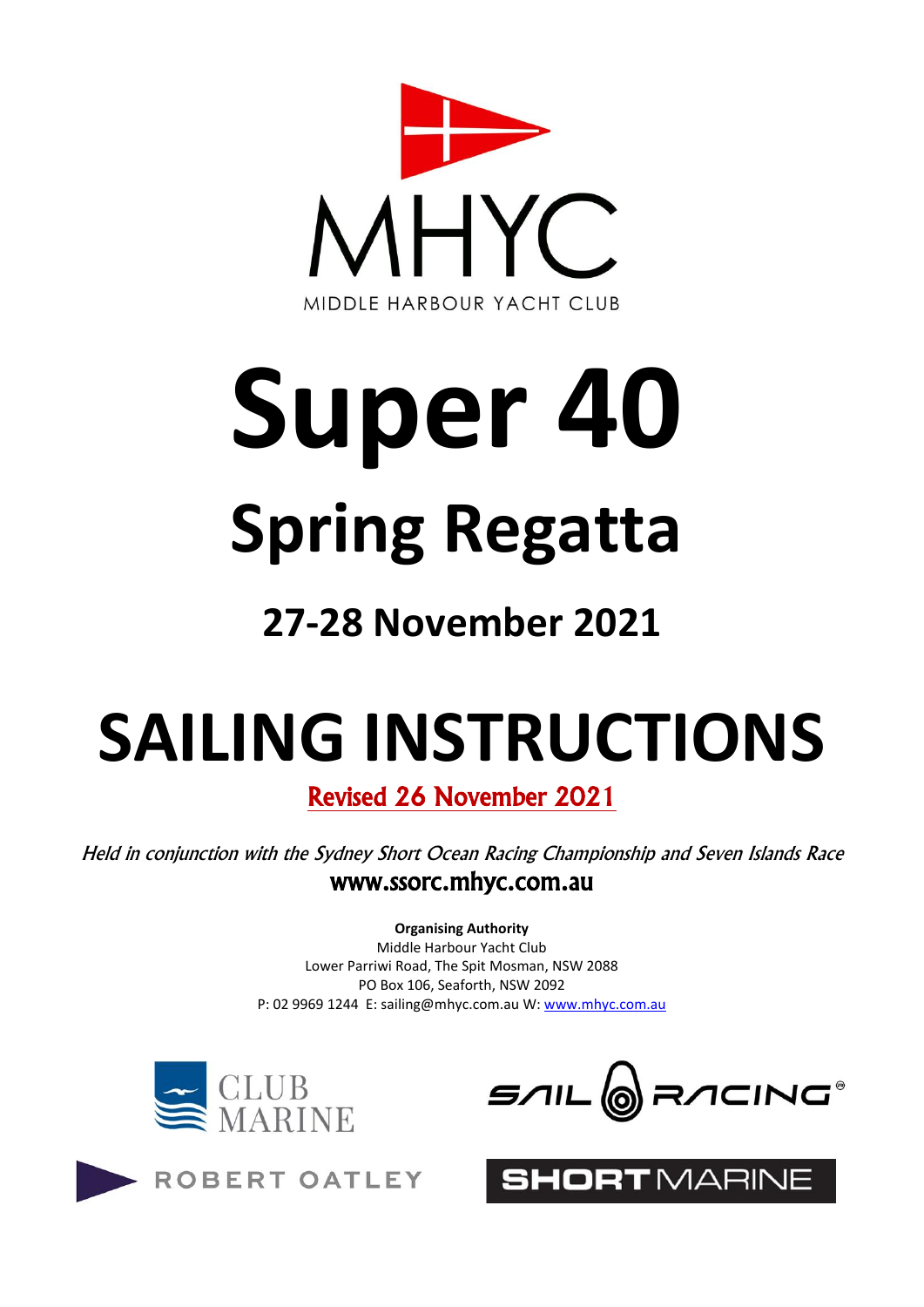MHYC

MIDDLE HARBOUR YACHT CLUB

# Super 40

# Spring Regatta

## 27-28 November 2021

# SAILING INSTRUCTIONS

Revised 26 November 2021

*Held in conjunction with the Sydney Short Ocean Racing Championship and Seven Islands Race*

**www.ssorc.mhyc.com.au**

**Organising Authority**
Middle Harbour Yacht Club
Lower Parriwi Road, The Spit Mosman, NSW 2088
PO Box 106, Seaforth, NSW 2092
P: 02 9969 1244 E: sailing@mhyc.com.au W: www.mhyc.com.au

CLUB MARINE

SAIL RACING

ROBERT OATLEY

SHORTMARINE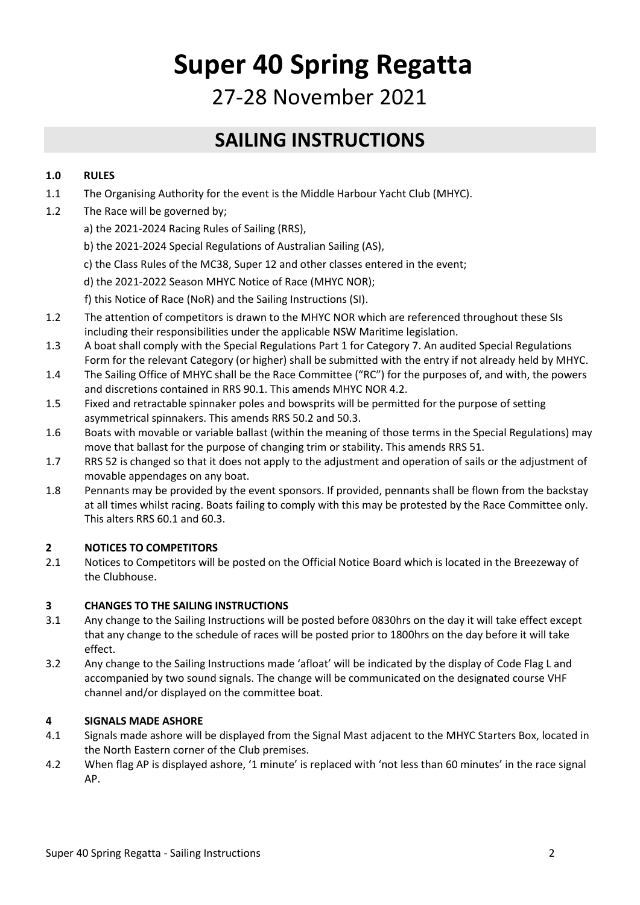# Super 40 Spring Regatta

## 27-28 November 2021

## SAILING INSTRUCTIONS

### 1.0 RULES

1.1 The Organising Authority for the event is the Middle Harbour Yacht Club (MHYC).

1.2 The Race will be governed by;

a) the 2021-2024 Racing Rules of Sailing (RRS),

b) the 2021-2024 Special Regulations of Australian Sailing (AS),

c) the Class Rules of the MC38, Super 12 and other classes entered in the event;

d) the 2021-2022 Season MHYC Notice of Race (MHYC NOR);

f) this Notice of Race (NoR) and the Sailing Instructions (SI).

1.2 The attention of competitors is drawn to the MHYC NOR which are referenced throughout these SIs including their responsibilities under the applicable NSW Maritime legislation.

1.3 A boat shall comply with the Special Regulations Part 1 for Category 7. An audited Special Regulations Form for the relevant Category (or higher) shall be submitted with the entry if not already held by MHYC.

1.4 The Sailing Office of MHYC shall be the Race Committee ("RC") for the purposes of, and with, the powers and discretions contained in RRS 90.1. This amends MHYC NOR 4.2.

1.5 Fixed and retractable spinnaker poles and bowsprits will be permitted for the purpose of setting asymmetrical spinnakers. This amends RRS 50.2 and 50.3.

1.6 Boats with movable or variable ballast (within the meaning of those terms in the Special Regulations) may move that ballast for the purpose of changing trim or stability. This amends RRS 51.

1.7 RRS 52 is changed so that it does not apply to the adjustment and operation of sails or the adjustment of movable appendages on any boat.

1.8 Pennants may be provided by the event sponsors. If provided, pennants shall be flown from the backstay at all times whilst racing. Boats failing to comply with this may be protested by the Race Committee only. This alters RRS 60.1 and 60.3.

### 2 NOTICES TO COMPETITORS

2.1 Notices to Competitors will be posted on the Official Notice Board which is located in the Breezeway of the Clubhouse.

### 3 CHANGES TO THE SAILING INSTRUCTIONS

3.1 Any change to the Sailing Instructions will be posted before 0830hrs on the day it will take effect except that any change to the schedule of races will be posted prior to 1800hrs on the day before it will take effect.

3.2 Any change to the Sailing Instructions made 'afloat' will be indicated by the display of Code Flag L and accompanied by two sound signals. The change will be communicated on the designated course VHF channel and/or displayed on the committee boat.

### 4 SIGNALS MADE ASHORE

4.1 Signals made ashore will be displayed from the Signal Mast adjacent to the MHYC Starters Box, located in the North Eastern corner of the Club premises.

4.2 When flag AP is displayed ashore, '1 minute' is replaced with 'not less than 60 minutes' in the race signal AP.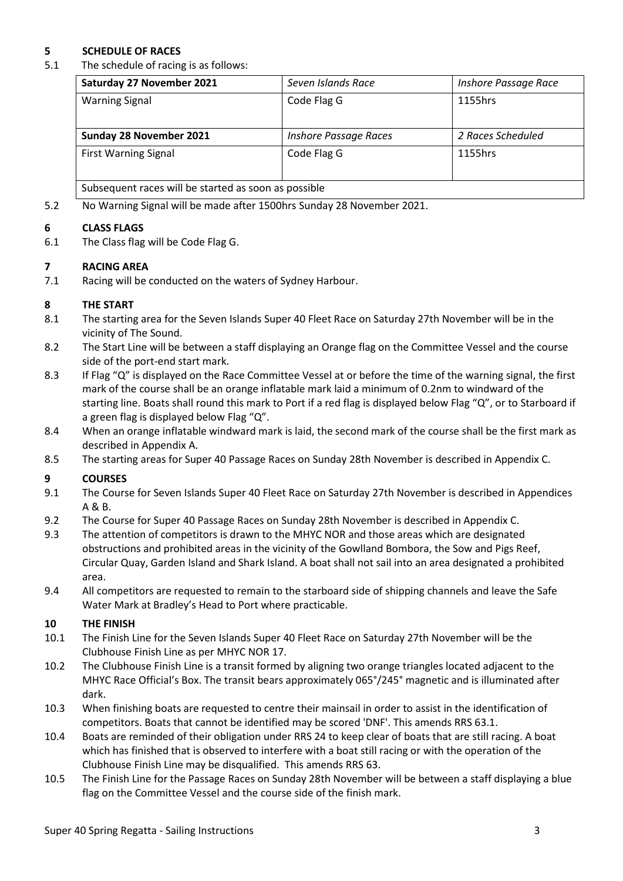## 5 SCHEDULE OF RACES

5.1 The schedule of racing is as follows:

| **Saturday 27 November 2021** | *Seven Islands Race* | *Inshore Passage Race* |
|---|---|---|
| Warning Signal | Code Flag G | 1155hrs |
| **Sunday 28 November 2021** | *Inshore Passage Races* | *2 Races Scheduled* |
| First Warning Signal | Code Flag G | 1155hrs |
| Subsequent races will be started as soon as possible | | |

5.2 No Warning Signal will be made after 1500hrs Sunday 28 November 2021.

## 6 CLASS FLAGS

6.1 The Class flag will be Code Flag G.

## 7 RACING AREA

7.1 Racing will be conducted on the waters of Sydney Harbour.

## 8 THE START

8.1 The starting area for the Seven Islands Super 40 Fleet Race on Saturday 27th November will be in the vicinity of The Sound.

8.2 The Start Line will be between a staff displaying an Orange flag on the Committee Vessel and the course side of the port-end start mark.

8.3 If Flag "Q" is displayed on the Race Committee Vessel at or before the time of the warning signal, the first mark of the course shall be an orange inflatable mark laid a minimum of 0.2nm to windward of the starting line. Boats shall round this mark to Port if a red flag is displayed below Flag "Q", or to Starboard if a green flag is displayed below Flag "Q".

8.4 When an orange inflatable windward mark is laid, the second mark of the course shall be the first mark as described in Appendix A.

8.5 The starting areas for Super 40 Passage Races on Sunday 28th November is described in Appendix C.

## 9 COURSES

9.1 The Course for Seven Islands Super 40 Fleet Race on Saturday 27th November is described in Appendices A & B.

9.2 The Course for Super 40 Passage Races on Sunday 28th November is described in Appendix C.

9.3 The attention of competitors is drawn to the MHYC NOR and those areas which are designated obstructions and prohibited areas in the vicinity of the Gowlland Bombora, the Sow and Pigs Reef, Circular Quay, Garden Island and Shark Island. A boat shall not sail into an area designated a prohibited area.

9.4 All competitors are requested to remain to the starboard side of shipping channels and leave the Safe Water Mark at Bradley's Head to Port where practicable.

## 10 THE FINISH

10.1 The Finish Line for the Seven Islands Super 40 Fleet Race on Saturday 27th November will be the Clubhouse Finish Line as per MHYC NOR 17.

10.2 The Clubhouse Finish Line is a transit formed by aligning two orange triangles located adjacent to the MHYC Race Official's Box. The transit bears approximately 065°/245° magnetic and is illuminated after dark.

10.3 When finishing boats are requested to centre their mainsail in order to assist in the identification of competitors. Boats that cannot be identified may be scored 'DNF'. This amends RRS 63.1.

10.4 Boats are reminded of their obligation under RRS 24 to keep clear of boats that are still racing. A boat which has finished that is observed to interfere with a boat still racing or with the operation of the Clubhouse Finish Line may be disqualified. This amends RRS 63.

10.5 The Finish Line for the Passage Races on Sunday 28th November will be between a staff displaying a blue flag on the Committee Vessel and the course side of the finish mark.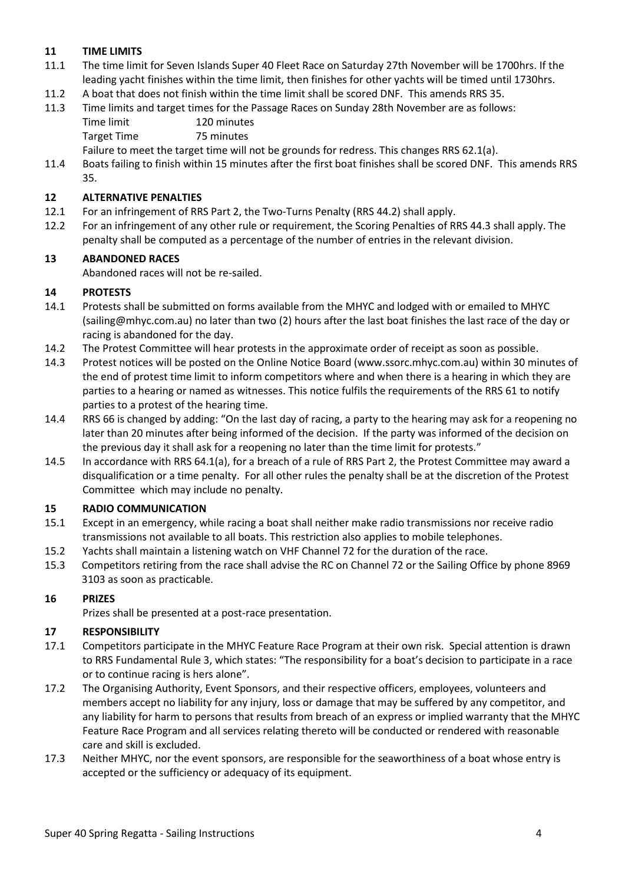## 11 TIME LIMITS

11.1 The time limit for Seven Islands Super 40 Fleet Race on Saturday 27th November will be 1700hrs. If the leading yacht finishes within the time limit, then finishes for other yachts will be timed until 1730hrs.

11.2 A boat that does not finish within the time limit shall be scored DNF. This amends RRS 35.

11.3 Time limits and target times for the Passage Races on Sunday 28th November are as follows:

Time limit 120 minutes
Target Time 75 minutes

Failure to meet the target time will not be grounds for redress. This changes RRS 62.1(a).

11.4 Boats failing to finish within 15 minutes after the first boat finishes shall be scored DNF. This amends RRS 35.

## 12 ALTERNATIVE PENALTIES

12.1 For an infringement of RRS Part 2, the Two-Turns Penalty (RRS 44.2) shall apply.

12.2 For an infringement of any other rule or requirement, the Scoring Penalties of RRS 44.3 shall apply. The penalty shall be computed as a percentage of the number of entries in the relevant division.

## 13 ABANDONED RACES

Abandoned races will not be re-sailed.

## 14 PROTESTS

14.1 Protests shall be submitted on forms available from the MHYC and lodged with or emailed to MHYC (sailing@mhyc.com.au) no later than two (2) hours after the last boat finishes the last race of the day or racing is abandoned for the day.

14.2 The Protest Committee will hear protests in the approximate order of receipt as soon as possible.

14.3 Protest notices will be posted on the Online Notice Board (www.ssorc.mhyc.com.au) within 30 minutes of the end of protest time limit to inform competitors where and when there is a hearing in which they are parties to a hearing or named as witnesses. This notice fulfils the requirements of the RRS 61 to notify parties to a protest of the hearing time.

14.4 RRS 66 is changed by adding: "On the last day of racing, a party to the hearing may ask for a reopening no later than 20 minutes after being informed of the decision. If the party was informed of the decision on the previous day it shall ask for a reopening no later than the time limit for protests."

14.5 In accordance with RRS 64.1(a), for a breach of a rule of RRS Part 2, the Protest Committee may award a disqualification or a time penalty. For all other rules the penalty shall be at the discretion of the Protest Committee which may include no penalty.

## 15 RADIO COMMUNICATION

15.1 Except in an emergency, while racing a boat shall neither make radio transmissions nor receive radio transmissions not available to all boats. This restriction also applies to mobile telephones.

15.2 Yachts shall maintain a listening watch on VHF Channel 72 for the duration of the race.

15.3 Competitors retiring from the race shall advise the RC on Channel 72 or the Sailing Office by phone 8969 3103 as soon as practicable.

## 16 PRIZES

Prizes shall be presented at a post-race presentation.

## 17 RESPONSIBILITY

17.1 Competitors participate in the MHYC Feature Race Program at their own risk. Special attention is drawn to RRS Fundamental Rule 3, which states: "The responsibility for a boat's decision to participate in a race or to continue racing is hers alone".

17.2 The Organising Authority, Event Sponsors, and their respective officers, employees, volunteers and members accept no liability for any injury, loss or damage that may be suffered by any competitor, and any liability for harm to persons that results from breach of an express or implied warranty that the MHYC Feature Race Program and all services relating thereto will be conducted or rendered with reasonable care and skill is excluded.

17.3 Neither MHYC, nor the event sponsors, are responsible for the seaworthiness of a boat whose entry is accepted or the sufficiency or adequacy of its equipment.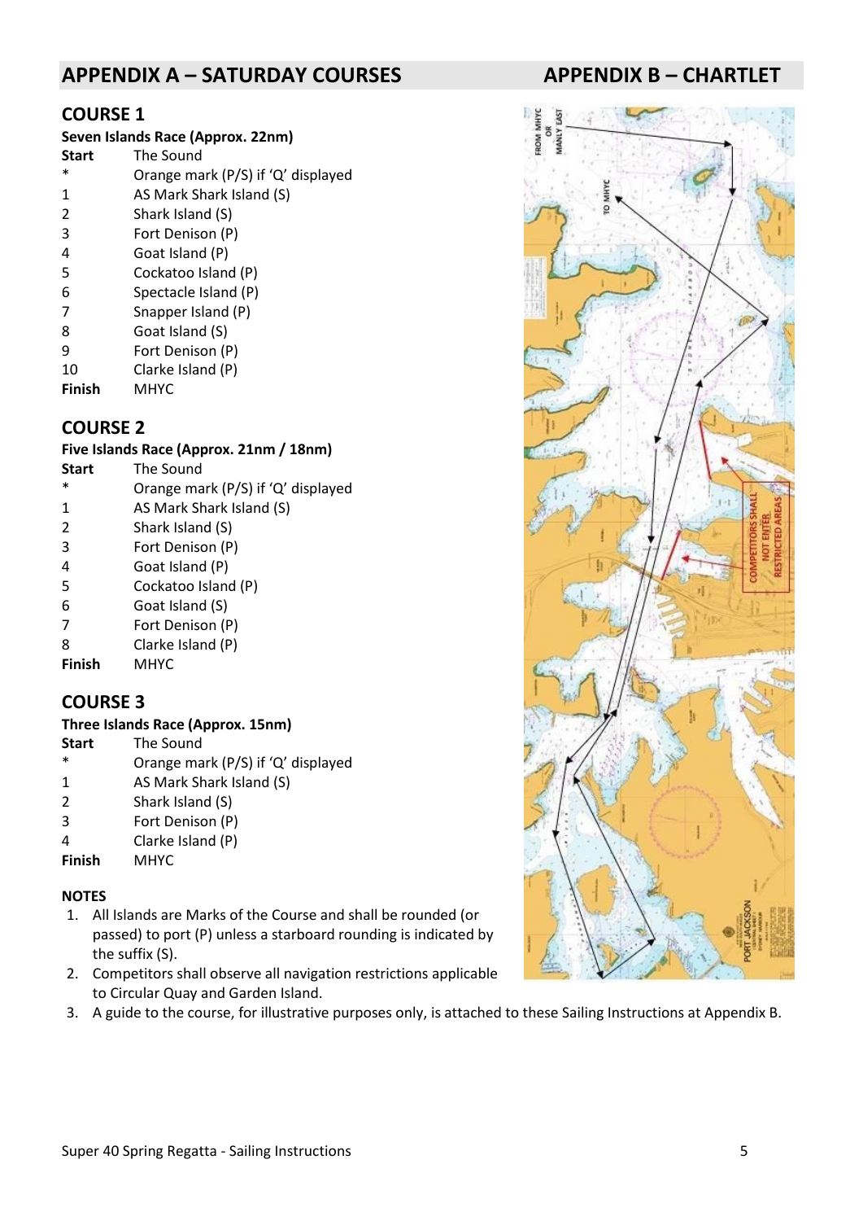## APPENDIX A – SATURDAY COURSES

### COURSE 1

**Seven Islands Race (Approx. 22nm)**

| | |
|---|---|
| **Start** | The Sound |
| * | Orange mark (P/S) if 'Q' displayed |
| 1 | AS Mark Shark Island (S) |
| 2 | Shark Island (S) |
| 3 | Fort Denison (P) |
| 4 | Goat Island (P) |
| 5 | Cockatoo Island (P) |
| 6 | Spectacle Island (P) |
| 7 | Snapper Island (P) |
| 8 | Goat Island (S) |
| 9 | Fort Denison (P) |
| 10 | Clarke Island (P) |
| **Finish** | MHYC |

### COURSE 2

**Five Islands Race (Approx. 21nm / 18nm)**

| | |
|---|---|
| **Start** | The Sound |
| * | Orange mark (P/S) if 'Q' displayed |
| 1 | AS Mark Shark Island (S) |
| 2 | Shark Island (S) |
| 3 | Fort Denison (P) |
| 4 | Goat Island (P) |
| 5 | Cockatoo Island (P) |
| 6 | Goat Island (S) |
| 7 | Fort Denison (P) |
| 8 | Clarke Island (P) |
| **Finish** | MHYC |

### COURSE 3

**Three Islands Race (Approx. 15nm)**

| | |
|---|---|
| **Start** | The Sound |
| * | Orange mark (P/S) if 'Q' displayed |
| 1 | AS Mark Shark Island (S) |
| 2 | Shark Island (S) |
| 3 | Fort Denison (P) |
| 4 | Clarke Island (P) |
| **Finish** | MHYC |

### NOTES

1. All Islands are Marks of the Course and shall be rounded (or passed) to port (P) unless a starboard rounding is indicated by the suffix (S).
2. Competitors shall observe all navigation restrictions applicable to Circular Quay and Garden Island.
3. A guide to the course, for illustrative purposes only, is attached to these Sailing Instructions at Appendix B.

## APPENDIX B – CHARTLET

FROM MHYC OR MANLY EAST

TO MHYC

COMPETITORS SHALL NOT ENTER RESTRICTED AREAS

PORT JACKSON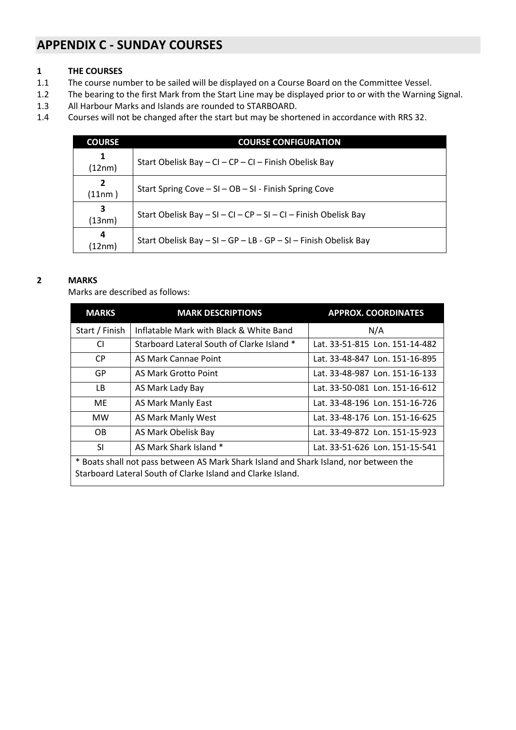# APPENDIX C - SUNDAY COURSES

## 1 THE COURSES

1.1 The course number to be sailed will be displayed on a Course Board on the Committee Vessel.

1.2 The bearing to the first Mark from the Start Line may be displayed prior to or with the Warning Signal.

1.3 All Harbour Marks and Islands are rounded to STARBOARD.

1.4 Courses will not be changed after the start but may be shortened in accordance with RRS 32.

| COURSE | COURSE CONFIGURATION |
|---|---|
| **1** (12nm) | Start Obelisk Bay – CI – CP – CI – Finish Obelisk Bay |
| **2** (11nm ) | Start Spring Cove – SI – OB – SI - Finish Spring Cove |
| **3** (13nm) | Start Obelisk Bay – SI – CI – CP – SI – CI – Finish Obelisk Bay |
| **4** (12nm) | Start Obelisk Bay – SI – GP – LB - GP – SI – Finish Obelisk Bay |

## 2 MARKS

Marks are described as follows:

| MARKS | MARK DESCRIPTIONS | APPROX. COORDINATES |
|---|---|---|
| Start / Finish | Inflatable Mark with Black & White Band | N/A |
| CI | Starboard Lateral South of Clarke Island * | Lat. 33-51-815 Lon. 151-14-482 |
| CP | AS Mark Cannae Point | Lat. 33-48-847 Lon. 151-16-895 |
| GP | AS Mark Grotto Point | Lat. 33-48-987 Lon. 151-16-133 |
| LB | AS Mark Lady Bay | Lat. 33-50-081 Lon. 151-16-612 |
| ME | AS Mark Manly East | Lat. 33-48-196 Lon. 151-16-726 |
| MW | AS Mark Manly West | Lat. 33-48-176 Lon. 151-16-625 |
| OB | AS Mark Obelisk Bay | Lat. 33-49-872 Lon. 151-15-923 |
| SI | AS Mark Shark Island * | Lat. 33-51-626 Lon. 151-15-541 |

* Boats shall not pass between AS Mark Shark Island and Shark Island, nor between the Starboard Lateral South of Clarke Island and Clarke Island.